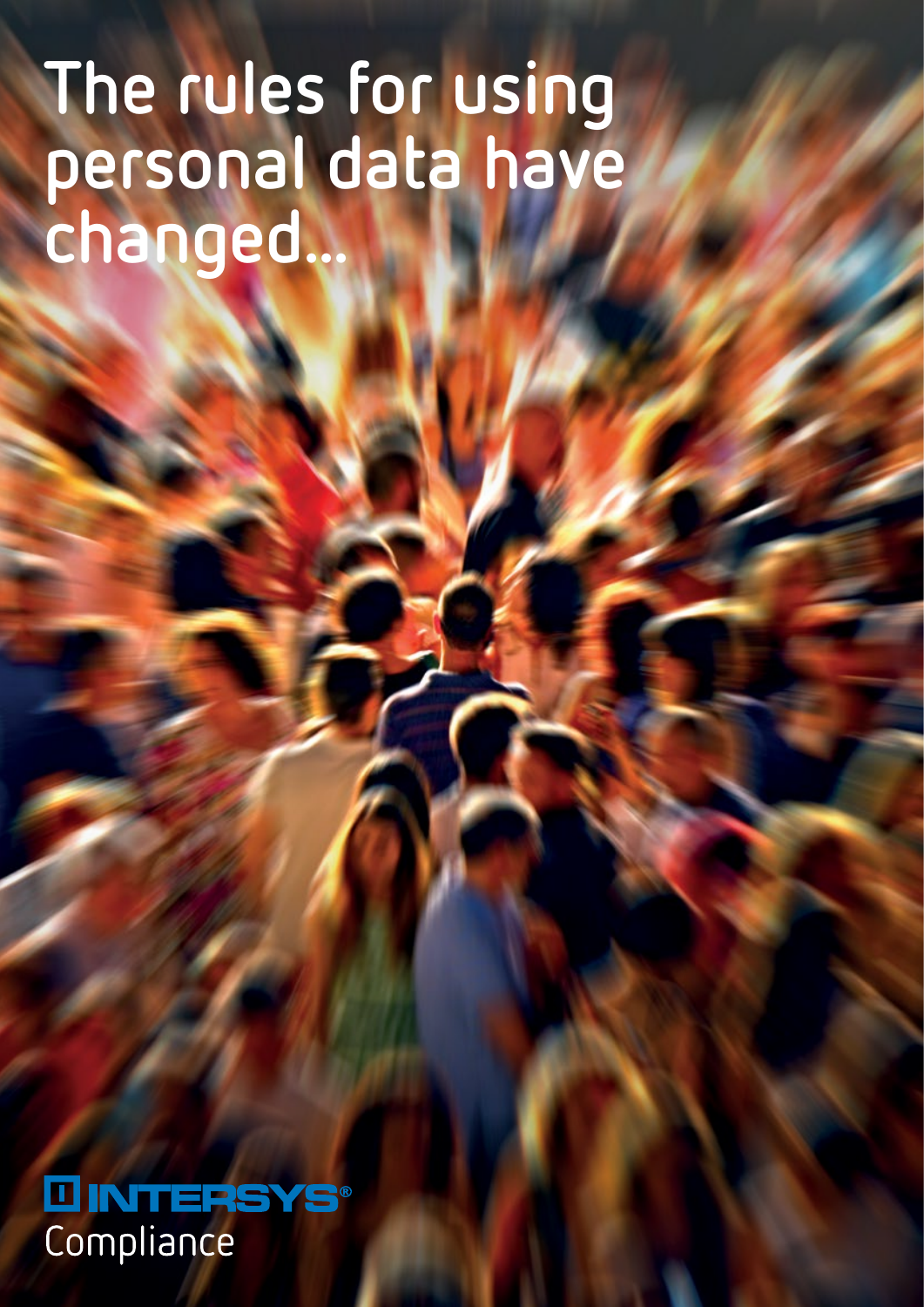# The rules for using personal data have changed...

INTERSYS®

Compliance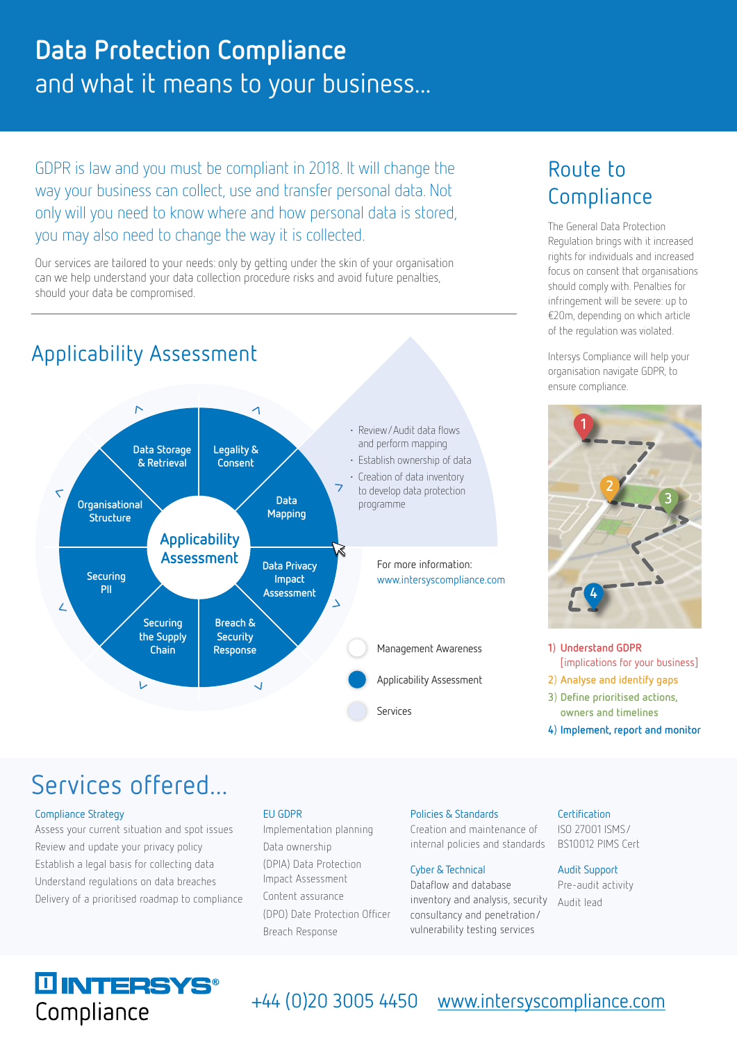# Data Protection Compliance

and what it means to your business...

GDPR is law and you must be compliant in 2018. It will change the way your business can collect, use and transfer personal data. Not only will you need to know where and how personal data is stored, you may also need to change the way it is collected.

Our services are tailored to your needs: only by getting under the skin of your organisation can we help understand your data collection procedure risks and avoid future penalties, should your data be compromised.

## Applicability Assessment

Applicability Assessment

Data Storage & Retrieval
Legality & Consent
Data Mapping
Data Privacy Impact Assessment
Breach & Security Response
Securing the Supply Chain
Securing PII
Organisational Structure

- Review/Audit data flows and perform mapping
- Establish ownership of data
- Creation of data inventory to develop data protection programme

For more information:
www.intersyscompliance.com

Management Awareness
Applicability Assessment
Services

## Route to Compliance

The General Data Protection Regulation brings with it increased rights for individuals and increased focus on consent that organisations should comply with. Penalties for infringement will be severe: up to €20m, depending on which article of the regulation was violated.

Intersys Compliance will help your organisation navigate GDPR, to ensure compliance.

1) Understand GDPR [implications for your business]
2) Analyse and identify gaps
3) Define prioritised actions, owners and timelines
4) Implement, report and monitor

## Services offered...

**Compliance Strategy**
Assess your current situation and spot issues
Review and update your privacy policy
Establish a legal basis for collecting data
Understand regulations on data breaches
Delivery of a prioritised roadmap to compliance

**EU GDPR**
Implementation planning
Data ownership
(DPIA) Data Protection Impact Assessment
Content assurance
(DPO) Date Protection Officer
Breach Response

**Policies & Standards**
Creation and maintenance of internal policies and standards

**Cyber & Technical**
Dataflow and database inventory and analysis, security consultancy and penetration/vulnerability testing services

**Certification**
ISO 27001 ISMS/ BS10012 PIMS Cert

**Audit Support**
Pre-audit activity
Audit lead

INTERSYS® Compliance

+44 (0)20 3005 4450 www.intersyscompliance.com